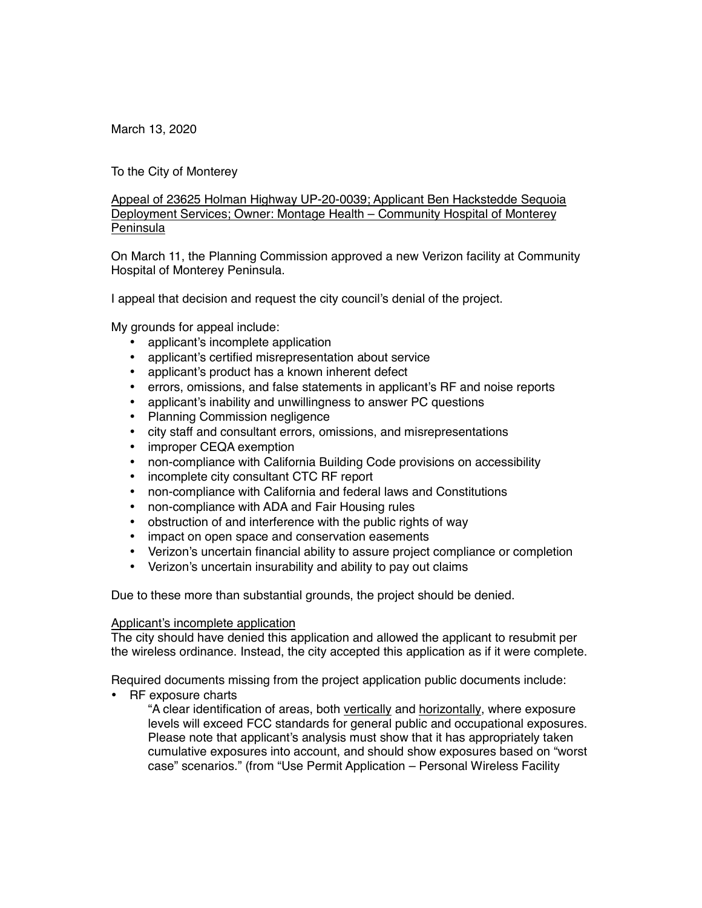March 13, 2020

To the City of Monterey

<u>Appeal of 23625 Holman Highway UP-20-0039; Applicant Ben Hackstedde Sequoia Deployment Services; Owner: Montage Health – Community Hospital of Monterey Peninsula</u>

On March 11, the Planning Commission approved a new Verizon facility at Community Hospital of Monterey Peninsula.

I appeal that decision and request the city council's denial of the project.

My grounds for appeal include:

- applicant's incomplete application
- applicant's certified misrepresentation about service
- applicant's product has a known inherent defect
- errors, omissions, and false statements in applicant's RF and noise reports
- applicant's inability and unwillingness to answer PC questions
- Planning Commission negligence
- city staff and consultant errors, omissions, and misrepresentations
- improper CEQA exemption
- non-compliance with California Building Code provisions on accessibility
- incomplete city consultant CTC RF report
- non-compliance with California and federal laws and Constitutions
- non-compliance with ADA and Fair Housing rules
- obstruction of and interference with the public rights of way
- impact on open space and conservation easements
- Verizon's uncertain financial ability to assure project compliance or completion
- Verizon's uncertain insurability and ability to pay out claims

Due to these more than substantial grounds, the project should be denied.

<u>Applicant's incomplete application</u>

The city should have denied this application and allowed the applicant to resubmit per the wireless ordinance. Instead, the city accepted this application as if it were complete.

Required documents missing from the project application public documents include:

- RF exposure charts

  "A clear identification of areas, both <u>vertically</u> and <u>horizontally</u>, where exposure levels will exceed FCC standards for general public and occupational exposures. Please note that applicant's analysis must show that it has appropriately taken cumulative exposures into account, and should show exposures based on "worst case" scenarios." (from "Use Permit Application – Personal Wireless Facility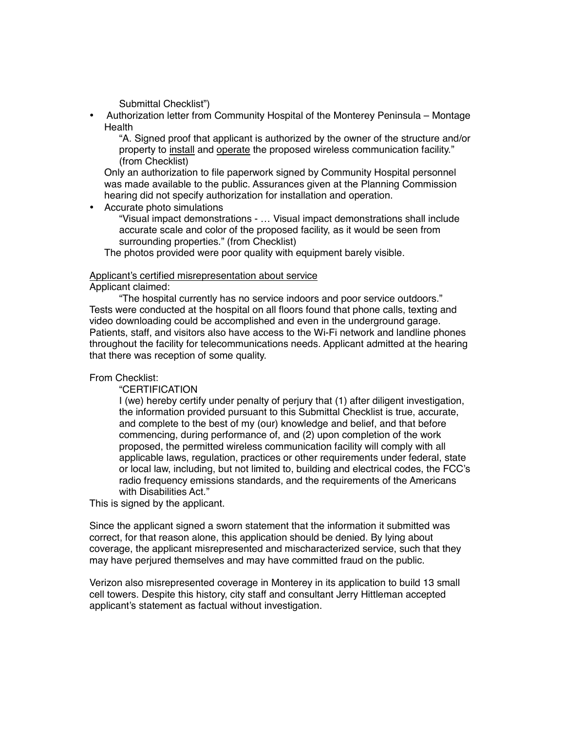Submittal Checklist")

- Authorization letter from Community Hospital of the Monterey Peninsula – Montage Health

  "A. Signed proof that applicant is authorized by the owner of the structure and/or property to <u>install</u> and <u>operate</u> the proposed wireless communication facility." (from Checklist)

  Only an authorization to file paperwork signed by Community Hospital personnel was made available to the public. Assurances given at the Planning Commission hearing did not specify authorization for installation and operation.

- Accurate photo simulations

  "Visual impact demonstrations - … Visual impact demonstrations shall include accurate scale and color of the proposed facility, as it would be seen from surrounding properties." (from Checklist)

  The photos provided were poor quality with equipment barely visible.

<u>Applicant's certified misrepresentation about service</u>

Applicant claimed:

"The hospital currently has no service indoors and poor service outdoors."

Tests were conducted at the hospital on all floors found that phone calls, texting and video downloading could be accomplished and even in the underground garage. Patients, staff, and visitors also have access to the Wi-Fi network and landline phones throughout the facility for telecommunications needs. Applicant admitted at the hearing that there was reception of some quality.

From Checklist:

> "CERTIFICATION
>
> I (we) hereby certify under penalty of perjury that (1) after diligent investigation, the information provided pursuant to this Submittal Checklist is true, accurate, and complete to the best of my (our) knowledge and belief, and that before commencing, during performance of, and (2) upon completion of the work proposed, the permitted wireless communication facility will comply with all applicable laws, regulation, practices or other requirements under federal, state or local law, including, but not limited to, building and electrical codes, the FCC's radio frequency emissions standards, and the requirements of the Americans with Disabilities Act."

This is signed by the applicant.

Since the applicant signed a sworn statement that the information it submitted was correct, for that reason alone, this application should be denied. By lying about coverage, the applicant misrepresented and mischaracterized service, such that they may have perjured themselves and may have committed fraud on the public.

Verizon also misrepresented coverage in Monterey in its application to build 13 small cell towers. Despite this history, city staff and consultant Jerry Hittleman accepted applicant's statement as factual without investigation.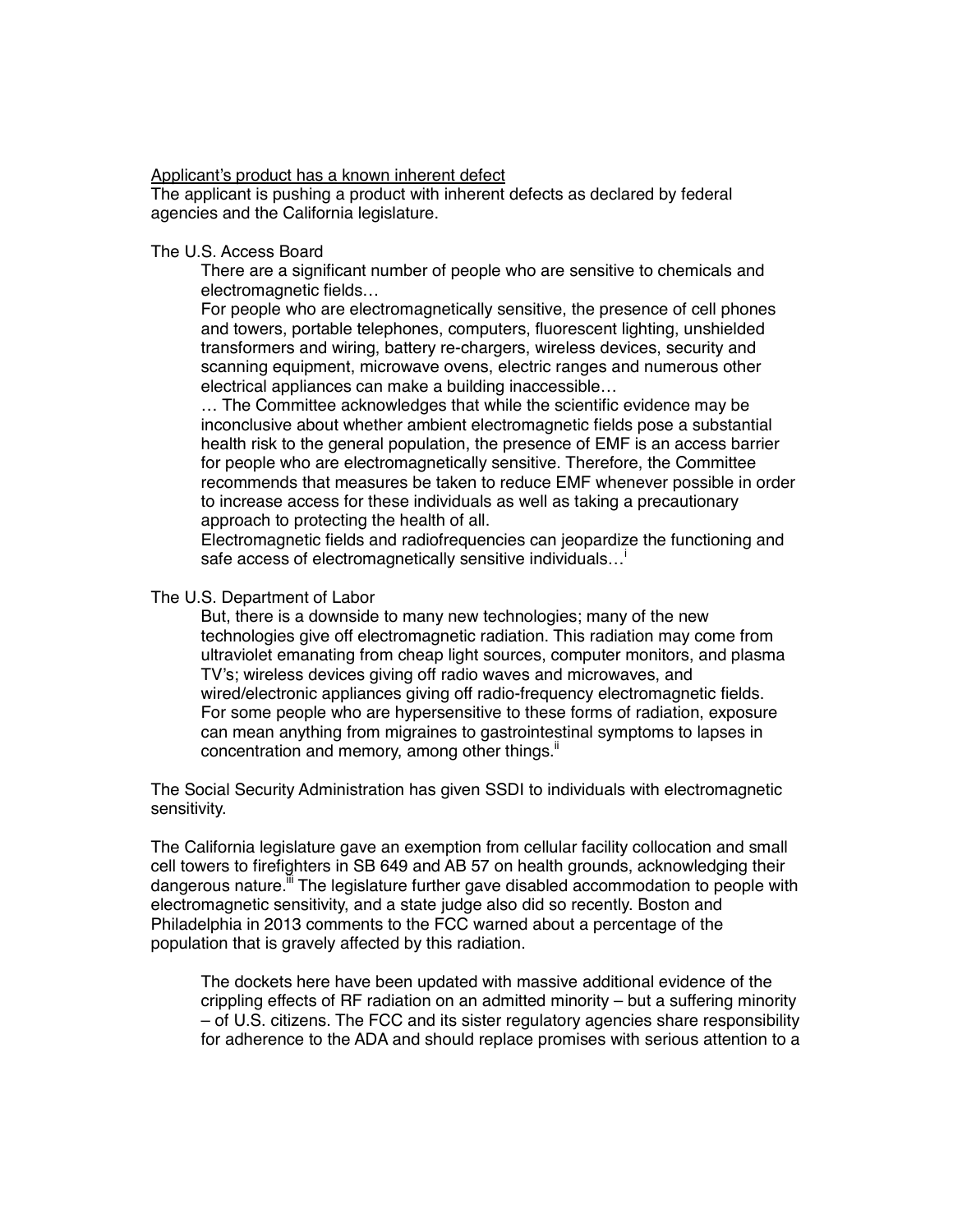<u>Applicant's product has a known inherent defect</u>

The applicant is pushing a product with inherent defects as declared by federal agencies and the California legislature.

The U.S. Access Board

> There are a significant number of people who are sensitive to chemicals and electromagnetic fields…
>
> For people who are electromagnetically sensitive, the presence of cell phones and towers, portable telephones, computers, fluorescent lighting, unshielded transformers and wiring, battery re-chargers, wireless devices, security and scanning equipment, microwave ovens, electric ranges and numerous other electrical appliances can make a building inaccessible…
>
> … The Committee acknowledges that while the scientific evidence may be inconclusive about whether ambient electromagnetic fields pose a substantial health risk to the general population, the presence of EMF is an access barrier for people who are electromagnetically sensitive. Therefore, the Committee recommends that measures be taken to reduce EMF whenever possible in order to increase access for these individuals as well as taking a precautionary approach to protecting the health of all.
>
> Electromagnetic fields and radiofrequencies can jeopardize the functioning and safe access of electromagnetically sensitive individuals…[i]

The U.S. Department of Labor

> But, there is a downside to many new technologies; many of the new technologies give off electromagnetic radiation. This radiation may come from ultraviolet emanating from cheap light sources, computer monitors, and plasma TV's; wireless devices giving off radio waves and microwaves, and wired/electronic appliances giving off radio-frequency electromagnetic fields. For some people who are hypersensitive to these forms of radiation, exposure can mean anything from migraines to gastrointestinal symptoms to lapses in concentration and memory, among other things.[ii]

The Social Security Administration has given SSDI to individuals with electromagnetic sensitivity.

The California legislature gave an exemption from cellular facility collocation and small cell towers to firefighters in SB 649 and AB 57 on health grounds, acknowledging their dangerous nature.[iii] The legislature further gave disabled accommodation to people with electromagnetic sensitivity, and a state judge also did so recently. Boston and Philadelphia in 2013 comments to the FCC warned about a percentage of the population that is gravely affected by this radiation.

> The dockets here have been updated with massive additional evidence of the crippling effects of RF radiation on an admitted minority – but a suffering minority – of U.S. citizens. The FCC and its sister regulatory agencies share responsibility for adherence to the ADA and should replace promises with serious attention to a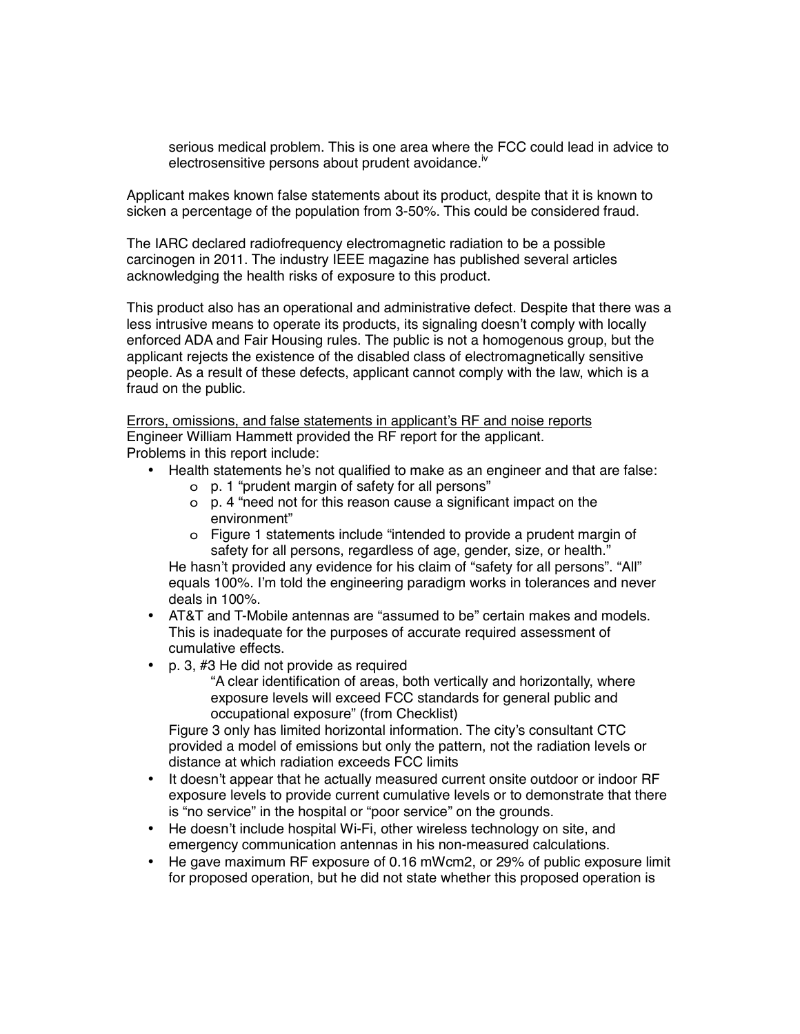serious medical problem. This is one area where the FCC could lead in advice to electrosensitive persons about prudent avoidance.[iv]

Applicant makes known false statements about its product, despite that it is known to sicken a percentage of the population from 3-50%. This could be considered fraud.

The IARC declared radiofrequency electromagnetic radiation to be a possible carcinogen in 2011. The industry IEEE magazine has published several articles acknowledging the health risks of exposure to this product.

This product also has an operational and administrative defect. Despite that there was a less intrusive means to operate its products, its signaling doesn't comply with locally enforced ADA and Fair Housing rules. The public is not a homogenous group, but the applicant rejects the existence of the disabled class of electromagnetically sensitive people. As a result of these defects, applicant cannot comply with the law, which is a fraud on the public.

<u>Errors, omissions, and false statements in applicant's RF and noise reports</u>

Engineer William Hammett provided the RF report for the applicant.
Problems in this report include:

- Health statements he's not qualified to make as an engineer and that are false:
  - p. 1 "prudent margin of safety for all persons"
  - p. 4 "need not for this reason cause a significant impact on the environment"
  - Figure 1 statements include "intended to provide a prudent margin of safety for all persons, regardless of age, gender, size, or health."

  He hasn't provided any evidence for his claim of "safety for all persons". "All" equals 100%. I'm told the engineering paradigm works in tolerances and never deals in 100%.
- AT&T and T-Mobile antennas are "assumed to be" certain makes and models. This is inadequate for the purposes of accurate required assessment of cumulative effects.
- p. 3, #3 He did not provide as required

  > "A clear identification of areas, both vertically and horizontally, where exposure levels will exceed FCC standards for general public and occupational exposure" (from Checklist)

  Figure 3 only has limited horizontal information. The city's consultant CTC provided a model of emissions but only the pattern, not the radiation levels or distance at which radiation exceeds FCC limits
- It doesn't appear that he actually measured current onsite outdoor or indoor RF exposure levels to provide current cumulative levels or to demonstrate that there is "no service" in the hospital or "poor service" on the grounds.
- He doesn't include hospital Wi-Fi, other wireless technology on site, and emergency communication antennas in his non-measured calculations.
- He gave maximum RF exposure of 0.16 mWcm2, or 29% of public exposure limit for proposed operation, but he did not state whether this proposed operation is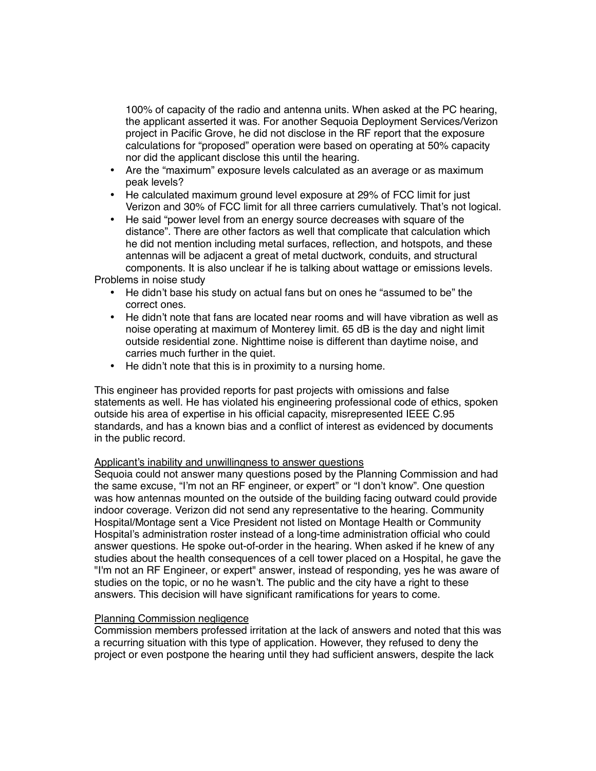100% of capacity of the radio and antenna units. When asked at the PC hearing, the applicant asserted it was. For another Sequoia Deployment Services/Verizon project in Pacific Grove, he did not disclose in the RF report that the exposure calculations for "proposed" operation were based on operating at 50% capacity nor did the applicant disclose this until the hearing.

- Are the "maximum" exposure levels calculated as an average or as maximum peak levels?
- He calculated maximum ground level exposure at 29% of FCC limit for just Verizon and 30% of FCC limit for all three carriers cumulatively. That's not logical.
- He said "power level from an energy source decreases with square of the distance". There are other factors as well that complicate that calculation which he did not mention including metal surfaces, reflection, and hotspots, and these antennas will be adjacent a great of metal ductwork, conduits, and structural components. It is also unclear if he is talking about wattage or emissions levels.

Problems in noise study

- He didn't base his study on actual fans but on ones he "assumed to be" the correct ones.
- He didn't note that fans are located near rooms and will have vibration as well as noise operating at maximum of Monterey limit. 65 dB is the day and night limit outside residential zone. Nighttime noise is different than daytime noise, and carries much further in the quiet.
- He didn't note that this is in proximity to a nursing home.

This engineer has provided reports for past projects with omissions and false statements as well. He has violated his engineering professional code of ethics, spoken outside his area of expertise in his official capacity, misrepresented IEEE C.95 standards, and has a known bias and a conflict of interest as evidenced by documents in the public record.

<u>Applicant's inability and unwillingness to answer questions</u>

Sequoia could not answer many questions posed by the Planning Commission and had the same excuse, "I'm not an RF engineer, or expert" or "I don't know". One question was how antennas mounted on the outside of the building facing outward could provide indoor coverage. Verizon did not send any representative to the hearing. Community Hospital/Montage sent a Vice President not listed on Montage Health or Community Hospital's administration roster instead of a long-time administration official who could answer questions. He spoke out-of-order in the hearing. When asked if he knew of any studies about the health consequences of a cell tower placed on a Hospital, he gave the "I'm not an RF Engineer, or expert" answer, instead of responding, yes he was aware of studies on the topic, or no he wasn't. The public and the city have a right to these answers. This decision will have significant ramifications for years to come.

<u>Planning Commission negligence</u>

Commission members professed irritation at the lack of answers and noted that this was a recurring situation with this type of application. However, they refused to deny the project or even postpone the hearing until they had sufficient answers, despite the lack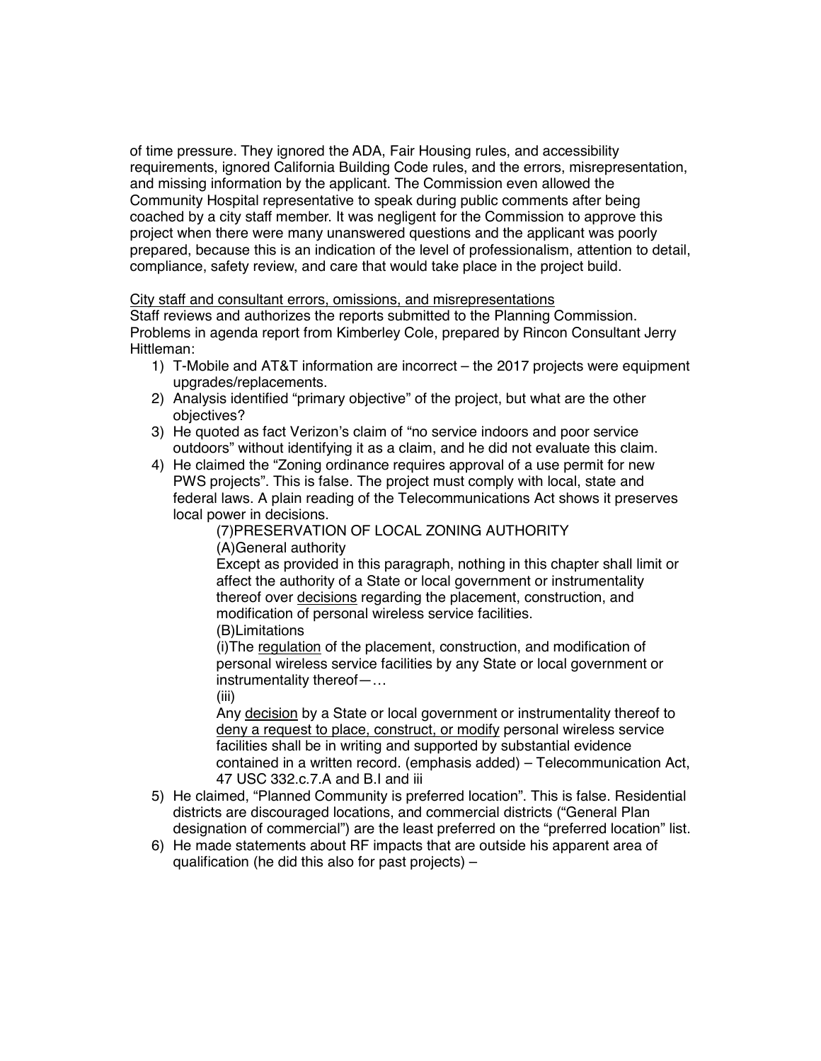of time pressure. They ignored the ADA, Fair Housing rules, and accessibility requirements, ignored California Building Code rules, and the errors, misrepresentation, and missing information by the applicant. The Commission even allowed the Community Hospital representative to speak during public comments after being coached by a city staff member. It was negligent for the Commission to approve this project when there were many unanswered questions and the applicant was poorly prepared, because this is an indication of the level of professionalism, attention to detail, compliance, safety review, and care that would take place in the project build.

<u>City staff and consultant errors, omissions, and misrepresentations</u>

Staff reviews and authorizes the reports submitted to the Planning Commission. Problems in agenda report from Kimberley Cole, prepared by Rincon Consultant Jerry Hittleman:

1) T-Mobile and AT&T information are incorrect – the 2017 projects were equipment upgrades/replacements.
2) Analysis identified "primary objective" of the project, but what are the other objectives?
3) He quoted as fact Verizon's claim of "no service indoors and poor service outdoors" without identifying it as a claim, and he did not evaluate this claim.
4) He claimed the "Zoning ordinance requires approval of a use permit for new PWS projects". This is false. The project must comply with local, state and federal laws. A plain reading of the Telecommunications Act shows it preserves local power in decisions.

   (7)PRESERVATION OF LOCAL ZONING AUTHORITY

   (A)General authority

   Except as provided in this paragraph, nothing in this chapter shall limit or affect the authority of a State or local government or instrumentality thereof over <u>decisions</u> regarding the placement, construction, and modification of personal wireless service facilities.

   (B)Limitations

   (i)The <u>regulation</u> of the placement, construction, and modification of personal wireless service facilities by any State or local government or instrumentality thereof—…

   (iii)

   Any <u>decision</u> by a State or local government or instrumentality thereof to <u>deny a request to place, construct, or modify</u> personal wireless service facilities shall be in writing and supported by substantial evidence contained in a written record. (emphasis added) – Telecommunication Act, 47 USC 332.c.7.A and B.I and iii

5) He claimed, "Planned Community is preferred location". This is false. Residential districts are discouraged locations, and commercial districts ("General Plan designation of commercial") are the least preferred on the "preferred location" list.
6) He made statements about RF impacts that are outside his apparent area of qualification (he did this also for past projects) –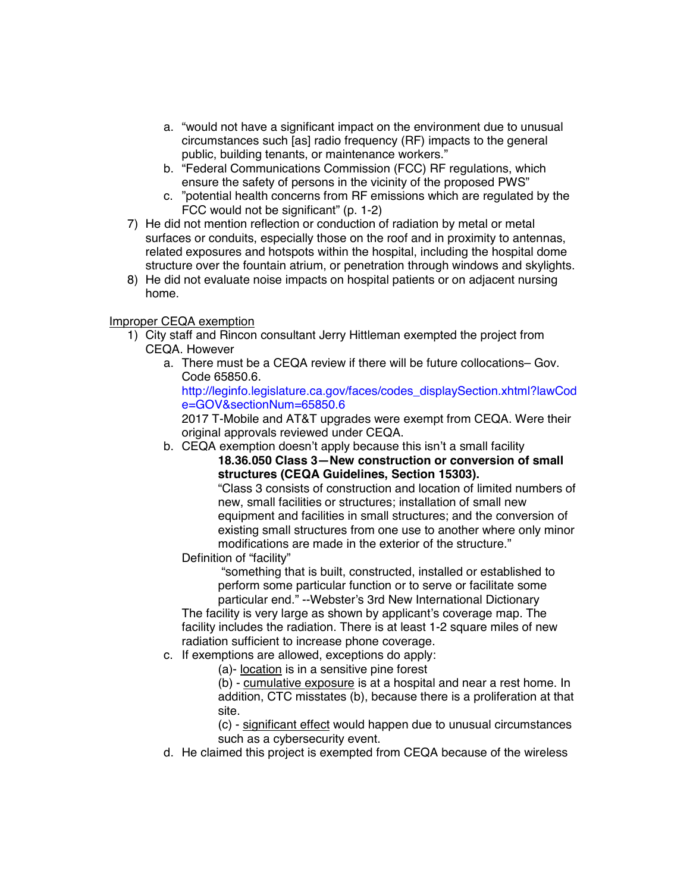a. "would not have a significant impact on the environment due to unusual circumstances such [as] radio frequency (RF) impacts to the general public, building tenants, or maintenance workers."
   b. "Federal Communications Commission (FCC) RF regulations, which ensure the safety of persons in the vicinity of the proposed PWS"
   c. "potential health concerns from RF emissions which are regulated by the FCC would not be significant" (p. 1-2)

7) He did not mention reflection or conduction of radiation by metal or metal surfaces or conduits, especially those on the roof and in proximity to antennas, related exposures and hotspots within the hospital, including the hospital dome structure over the fountain atrium, or penetration through windows and skylights.
8) He did not evaluate noise impacts on hospital patients or on adjacent nursing home.

<u>Improper CEQA exemption</u>

1) City staff and Rincon consultant Jerry Hittleman exempted the project from CEQA. However
   a. There must be a CEQA review if there will be future collocations– Gov. Code 65850.6.
      http://leginfo.legislature.ca.gov/faces/codes_displaySection.xhtml?lawCode=GOV&sectionNum=65850.6
      2017 T-Mobile and AT&T upgrades were exempt from CEQA. Were their original approvals reviewed under CEQA.
   b. CEQA exemption doesn't apply because this isn't a small facility

      **18.36.050 Class 3—New construction or conversion of small structures (CEQA Guidelines, Section 15303).**
      "Class 3 consists of construction and location of limited numbers of new, small facilities or structures; installation of small new equipment and facilities in small structures; and the conversion of existing small structures from one use to another where only minor modifications are made in the exterior of the structure."

      Definition of "facility"

      "something that is built, constructed, installed or established to perform some particular function or to serve or facilitate some particular end." --Webster's 3rd New International Dictionary

      The facility is very large as shown by applicant's coverage map. The facility includes the radiation. There is at least 1-2 square miles of new radiation sufficient to increase phone coverage.
   c. If exemptions are allowed, exceptions do apply:

      (a)- <u>location</u> is in a sensitive pine forest

      (b) - <u>cumulative exposure</u> is at a hospital and near a rest home. In addition, CTC misstates (b), because there is a proliferation at that site.

      (c) - <u>significant effect</u> would happen due to unusual circumstances such as a cybersecurity event.
   d. He claimed this project is exempted from CEQA because of the wireless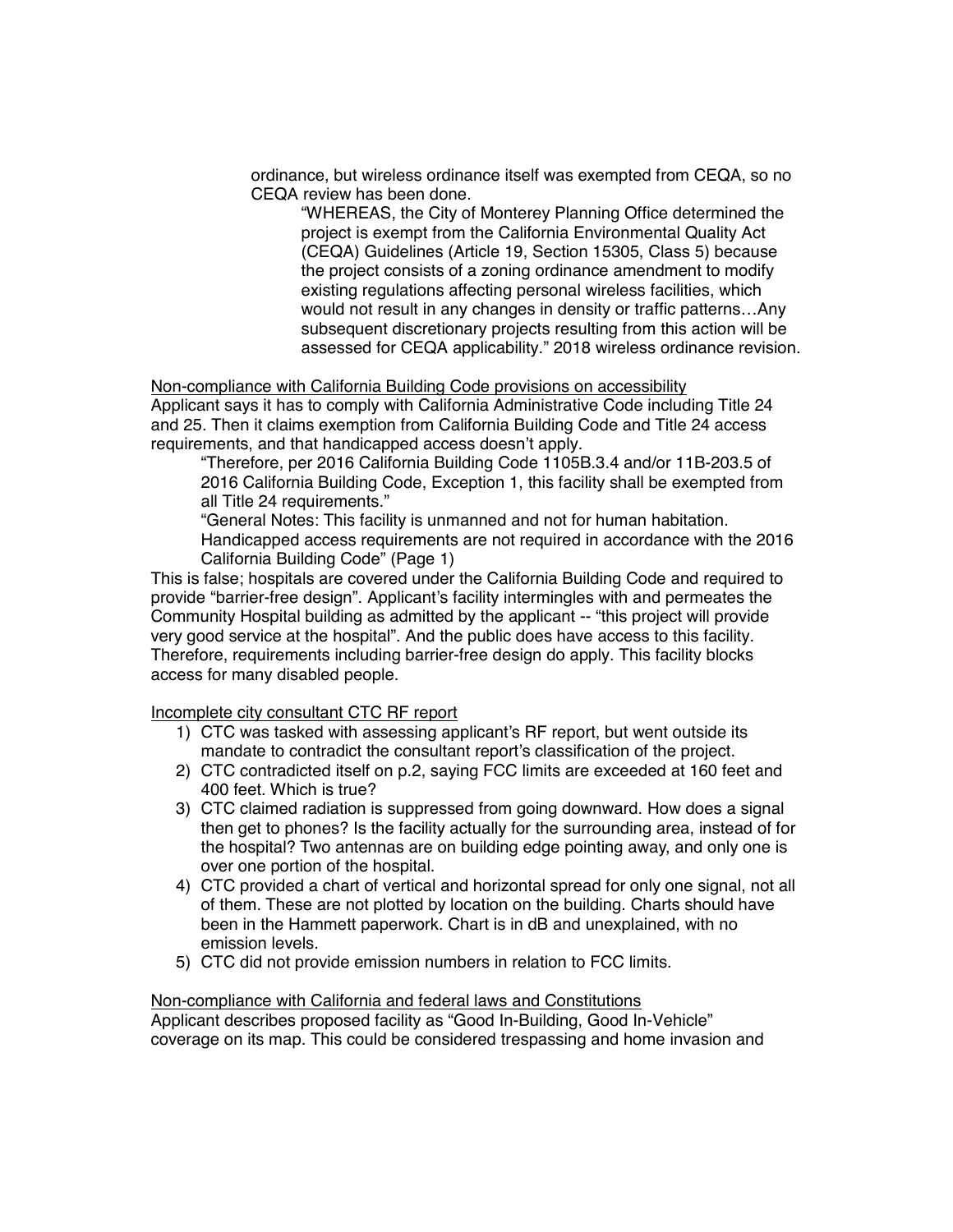ordinance, but wireless ordinance itself was exempted from CEQA, so no CEQA review has been done.

> "WHEREAS, the City of Monterey Planning Office determined the project is exempt from the California Environmental Quality Act (CEQA) Guidelines (Article 19, Section 15305, Class 5) because the project consists of a zoning ordinance amendment to modify existing regulations affecting personal wireless facilities, which would not result in any changes in density or traffic patterns…Any subsequent discretionary projects resulting from this action will be assessed for CEQA applicability." 2018 wireless ordinance revision.

<u>Non-compliance with California Building Code provisions on accessibility</u>

Applicant says it has to comply with California Administrative Code including Title 24 and 25. Then it claims exemption from California Building Code and Title 24 access requirements, and that handicapped access doesn't apply.

> "Therefore, per 2016 California Building Code 1105B.3.4 and/or 11B-203.5 of 2016 California Building Code, Exception 1, this facility shall be exempted from all Title 24 requirements."
>
> "General Notes: This facility is unmanned and not for human habitation. Handicapped access requirements are not required in accordance with the 2016 California Building Code" (Page 1)

This is false; hospitals are covered under the California Building Code and required to provide "barrier-free design". Applicant's facility intermingles with and permeates the Community Hospital building as admitted by the applicant -- "this project will provide very good service at the hospital". And the public does have access to this facility. Therefore, requirements including barrier-free design do apply. This facility blocks access for many disabled people.

<u>Incomplete city consultant CTC RF report</u>

1) CTC was tasked with assessing applicant's RF report, but went outside its mandate to contradict the consultant report's classification of the project.
2) CTC contradicted itself on p.2, saying FCC limits are exceeded at 160 feet and 400 feet. Which is true?
3) CTC claimed radiation is suppressed from going downward. How does a signal then get to phones? Is the facility actually for the surrounding area, instead of for the hospital? Two antennas are on building edge pointing away, and only one is over one portion of the hospital.
4) CTC provided a chart of vertical and horizontal spread for only one signal, not all of them. These are not plotted by location on the building. Charts should have been in the Hammett paperwork. Chart is in dB and unexplained, with no emission levels.
5) CTC did not provide emission numbers in relation to FCC limits.

<u>Non-compliance with California and federal laws and Constitutions</u>

Applicant describes proposed facility as "Good In-Building, Good In-Vehicle" coverage on its map. This could be considered trespassing and home invasion and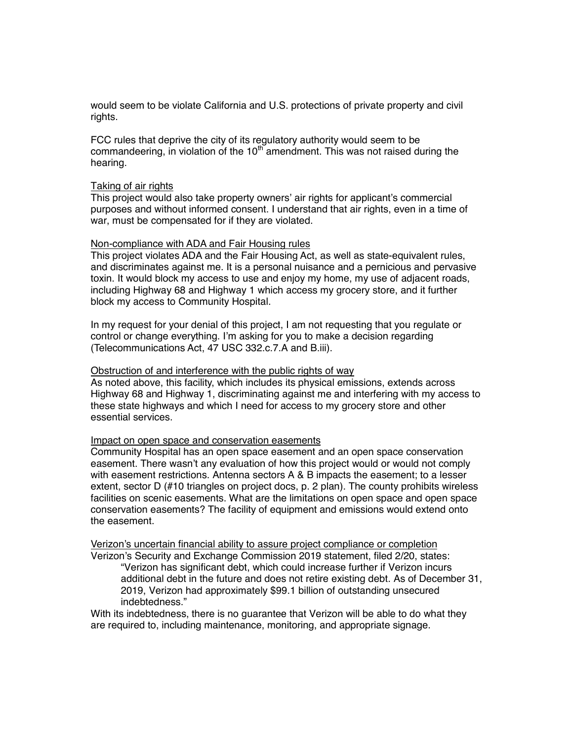would seem to be violate California and U.S. protections of private property and civil rights.

FCC rules that deprive the city of its regulatory authority would seem to be commandeering, in violation of the 10th amendment. This was not raised during the hearing.

Taking of air rights

This project would also take property owners' air rights for applicant's commercial purposes and without informed consent. I understand that air rights, even in a time of war, must be compensated for if they are violated.

Non-compliance with ADA and Fair Housing rules

This project violates ADA and the Fair Housing Act, as well as state-equivalent rules, and discriminates against me. It is a personal nuisance and a pernicious and pervasive toxin. It would block my access to use and enjoy my home, my use of adjacent roads, including Highway 68 and Highway 1 which access my grocery store, and it further block my access to Community Hospital.

In my request for your denial of this project, I am not requesting that you regulate or control or change everything. I'm asking for you to make a decision regarding (Telecommunications Act, 47 USC 332.c.7.A and B.iii).

Obstruction of and interference with the public rights of way

As noted above, this facility, which includes its physical emissions, extends across Highway 68 and Highway 1, discriminating against me and interfering with my access to these state highways and which I need for access to my grocery store and other essential services.

Impact on open space and conservation easements

Community Hospital has an open space easement and an open space conservation easement. There wasn't any evaluation of how this project would or would not comply with easement restrictions. Antenna sectors A & B impacts the easement; to a lesser extent, sector D (#10 triangles on project docs, p. 2 plan). The county prohibits wireless facilities on scenic easements. What are the limitations on open space and open space conservation easements? The facility of equipment and emissions would extend onto the easement.

Verizon's uncertain financial ability to assure project compliance or completion

Verizon's Security and Exchange Commission 2019 statement, filed 2/20, states:

> "Verizon has significant debt, which could increase further if Verizon incurs additional debt in the future and does not retire existing debt. As of December 31, 2019, Verizon had approximately $99.1 billion of outstanding unsecured indebtedness."

With its indebtedness, there is no guarantee that Verizon will be able to do what they are required to, including maintenance, monitoring, and appropriate signage.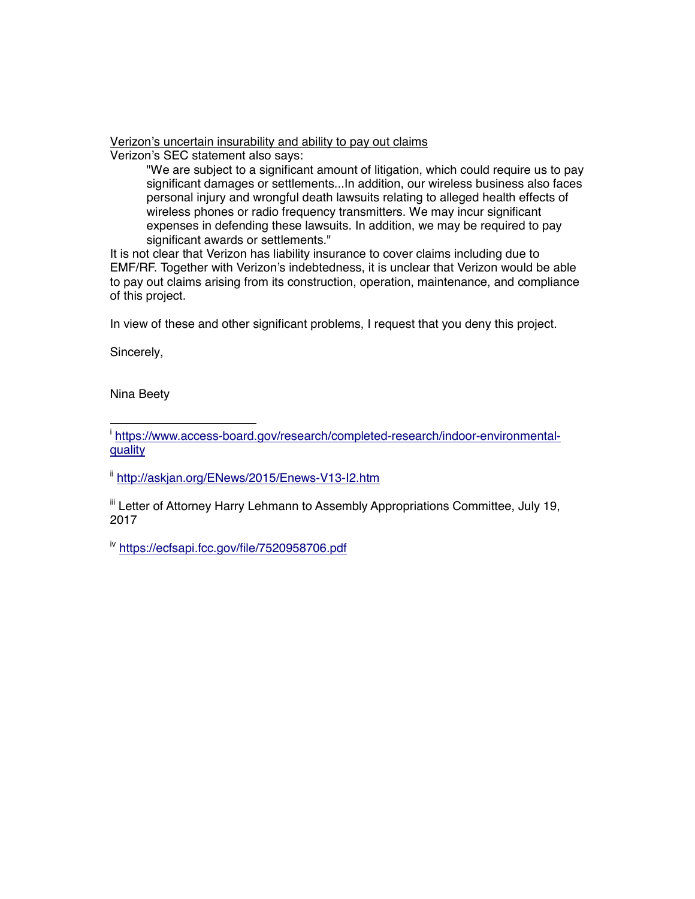Verizon's uncertain insurability and ability to pay out claims

Verizon's SEC statement also says:

> "We are subject to a significant amount of litigation, which could require us to pay significant damages or settlements...In addition, our wireless business also faces personal injury and wrongful death lawsuits relating to alleged health effects of wireless phones or radio frequency transmitters. We may incur significant expenses in defending these lawsuits. In addition, we may be required to pay significant awards or settlements."

It is not clear that Verizon has liability insurance to cover claims including due to EMF/RF. Together with Verizon's indebtedness, it is unclear that Verizon would be able to pay out claims arising from its construction, operation, maintenance, and compliance of this project.

In view of these and other significant problems, I request that you deny this project.

Sincerely,

Nina Beety

---

[i] https://www.access-board.gov/research/completed-research/indoor-environmental-quality

[ii] http://askjan.org/ENews/2015/Enews-V13-I2.htm

[iii] Letter of Attorney Harry Lehmann to Assembly Appropriations Committee, July 19, 2017

[iv] https://ecfsapi.fcc.gov/file/7520958706.pdf